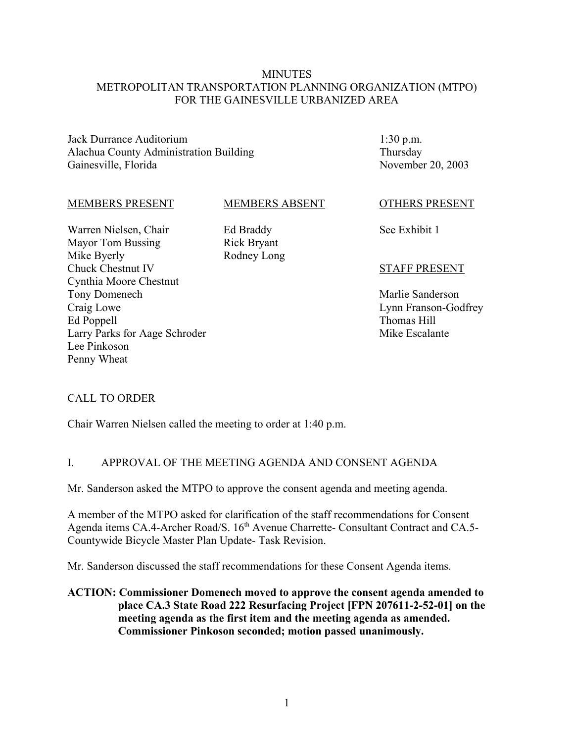# MINUTES
# METROPOLITAN TRANSPORTATION PLANNING ORGANIZATION (MTPO) FOR THE GAINESVILLE URBANIZED AREA

Jack Durrance Auditorium
Alachua County Administration Building
Gainesville, Florida

1:30 p.m.
Thursday
November 20, 2003

| MEMBERS PRESENT | MEMBERS ABSENT | OTHERS PRESENT |
|---|---|---|
| Warren Nielsen, Chair | Ed Braddy | See Exhibit 1 |
| Mayor Tom Bussing | Rick Bryant | |
| Mike Byerly | Rodney Long | |
| Chuck Chestnut IV | | **STAFF PRESENT** |
| Cynthia Moore Chestnut | | |
| Tony Domenech | | Marlie Sanderson |
| Craig Lowe | | Lynn Franson-Godfrey |
| Ed Poppell | | Thomas Hill |
| Larry Parks for Aage Schroder | | Mike Escalante |
| Lee Pinkoson | | |
| Penny Wheat | | |

## CALL TO ORDER

Chair Warren Nielsen called the meeting to order at 1:40 p.m.

## I. APPROVAL OF THE MEETING AGENDA AND CONSENT AGENDA

Mr. Sanderson asked the MTPO to approve the consent agenda and meeting agenda.

A member of the MTPO asked for clarification of the staff recommendations for Consent Agenda items CA.4-Archer Road/S. 16th Avenue Charrette- Consultant Contract and CA.5-Countywide Bicycle Master Plan Update- Task Revision.

Mr. Sanderson discussed the staff recommendations for these Consent Agenda items.

**ACTION: Commissioner Domenech moved to approve the consent agenda amended to place CA.3 State Road 222 Resurfacing Project [FPN 207611-2-52-01] on the meeting agenda as the first item and the meeting agenda as amended. Commissioner Pinkoson seconded; motion passed unanimously.**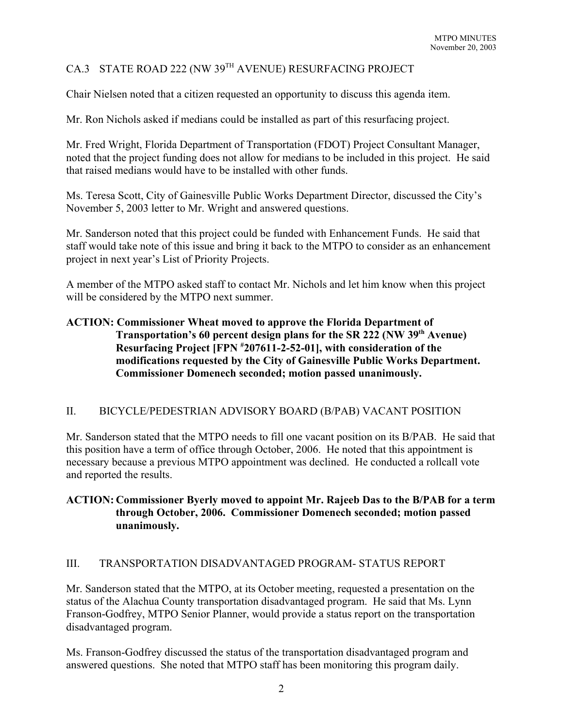## CA.3 STATE ROAD 222 (NW 39TH AVENUE) RESURFACING PROJECT

Chair Nielsen noted that a citizen requested an opportunity to discuss this agenda item.

Mr. Ron Nichols asked if medians could be installed as part of this resurfacing project.

Mr. Fred Wright, Florida Department of Transportation (FDOT) Project Consultant Manager, noted that the project funding does not allow for medians to be included in this project. He said that raised medians would have to be installed with other funds.

Ms. Teresa Scott, City of Gainesville Public Works Department Director, discussed the City's November 5, 2003 letter to Mr. Wright and answered questions.

Mr. Sanderson noted that this project could be funded with Enhancement Funds. He said that staff would take note of this issue and bring it back to the MTPO to consider as an enhancement project in next year's List of Priority Projects.

A member of the MTPO asked staff to contact Mr. Nichols and let him know when this project will be considered by the MTPO next summer.

**ACTION: Commissioner Wheat moved to approve the Florida Department of Transportation's 60 percent design plans for the SR 222 (NW 39th Avenue) Resurfacing Project [FPN #207611-2-52-01], with consideration of the modifications requested by the City of Gainesville Public Works Department. Commissioner Domenech seconded; motion passed unanimously.**

## II. BICYCLE/PEDESTRIAN ADVISORY BOARD (B/PAB) VACANT POSITION

Mr. Sanderson stated that the MTPO needs to fill one vacant position on its B/PAB. He said that this position have a term of office through October, 2006. He noted that this appointment is necessary because a previous MTPO appointment was declined. He conducted a rollcall vote and reported the results.

**ACTION: Commissioner Byerly moved to appoint Mr. Rajeeb Das to the B/PAB for a term through October, 2006. Commissioner Domenech seconded; motion passed unanimously.**

## III. TRANSPORTATION DISADVANTAGED PROGRAM- STATUS REPORT

Mr. Sanderson stated that the MTPO, at its October meeting, requested a presentation on the status of the Alachua County transportation disadvantaged program. He said that Ms. Lynn Franson-Godfrey, MTPO Senior Planner, would provide a status report on the transportation disadvantaged program.

Ms. Franson-Godfrey discussed the status of the transportation disadvantaged program and answered questions. She noted that MTPO staff has been monitoring this program daily.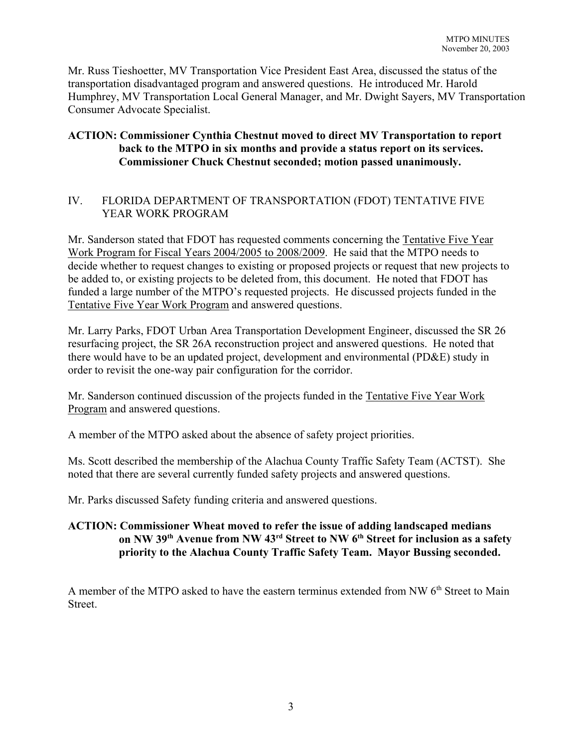Mr. Russ Tieshoetter, MV Transportation Vice President East Area, discussed the status of the transportation disadvantaged program and answered questions. He introduced Mr. Harold Humphrey, MV Transportation Local General Manager, and Mr. Dwight Sayers, MV Transportation Consumer Advocate Specialist.

**ACTION: Commissioner Cynthia Chestnut moved to direct MV Transportation to report back to the MTPO in six months and provide a status report on its services. Commissioner Chuck Chestnut seconded; motion passed unanimously.**

## IV. FLORIDA DEPARTMENT OF TRANSPORTATION (FDOT) TENTATIVE FIVE YEAR WORK PROGRAM

Mr. Sanderson stated that FDOT has requested comments concerning the Tentative Five Year Work Program for Fiscal Years 2004/2005 to 2008/2009. He said that the MTPO needs to decide whether to request changes to existing or proposed projects or request that new projects to be added to, or existing projects to be deleted from, this document. He noted that FDOT has funded a large number of the MTPO's requested projects. He discussed projects funded in the Tentative Five Year Work Program and answered questions.

Mr. Larry Parks, FDOT Urban Area Transportation Development Engineer, discussed the SR 26 resurfacing project, the SR 26A reconstruction project and answered questions. He noted that there would have to be an updated project, development and environmental (PD&E) study in order to revisit the one-way pair configuration for the corridor.

Mr. Sanderson continued discussion of the projects funded in the Tentative Five Year Work Program and answered questions.

A member of the MTPO asked about the absence of safety project priorities.

Ms. Scott described the membership of the Alachua County Traffic Safety Team (ACTST). She noted that there are several currently funded safety projects and answered questions.

Mr. Parks discussed Safety funding criteria and answered questions.

**ACTION: Commissioner Wheat moved to refer the issue of adding landscaped medians on NW 39th Avenue from NW 43rd Street to NW 6th Street for inclusion as a safety priority to the Alachua County Traffic Safety Team. Mayor Bussing seconded.**

A member of the MTPO asked to have the eastern terminus extended from NW 6th Street to Main Street.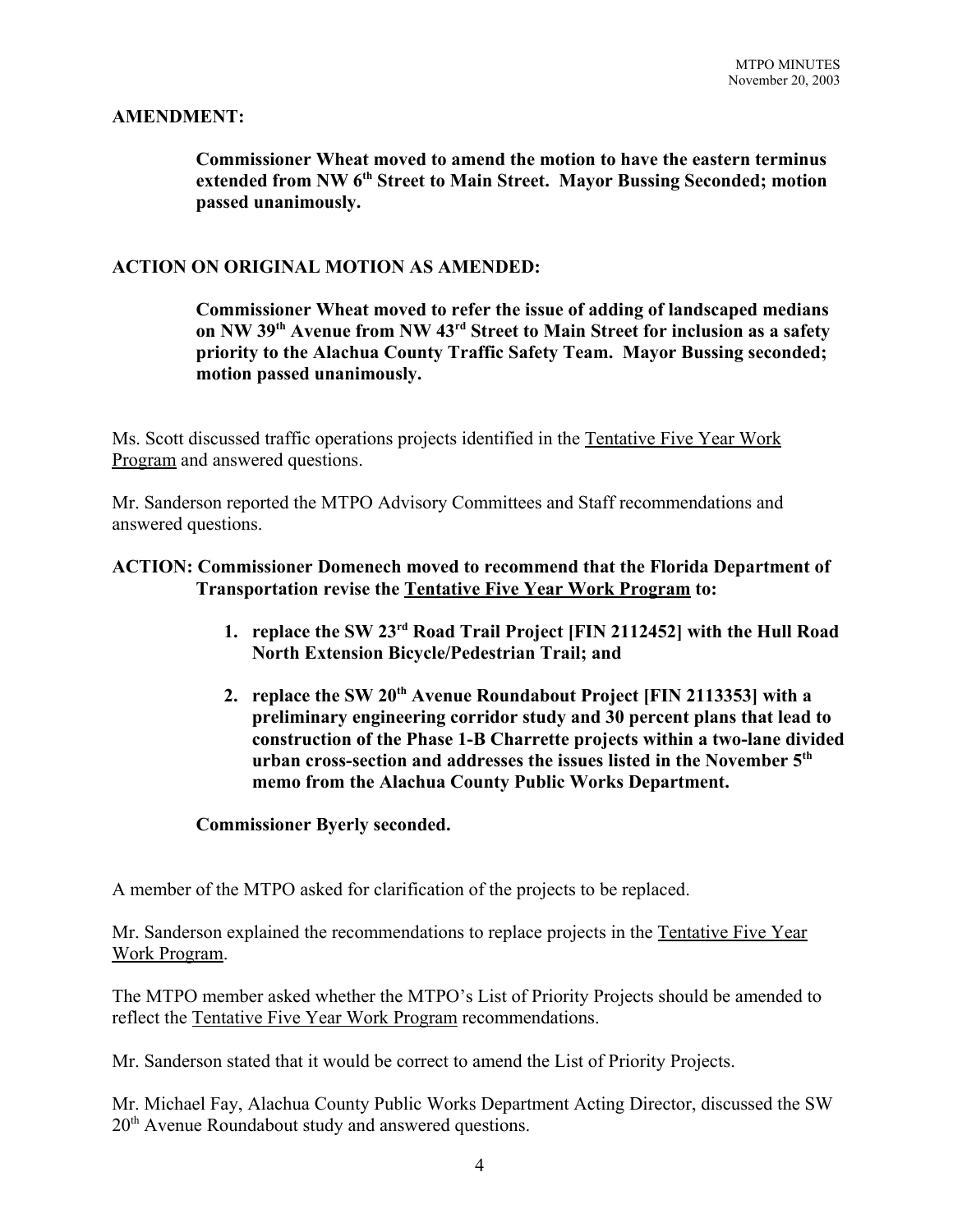**AMENDMENT:**

> **Commissioner Wheat moved to amend the motion to have the eastern terminus extended from NW 6th Street to Main Street. Mayor Bussing Seconded; motion passed unanimously.**

**ACTION ON ORIGINAL MOTION AS AMENDED:**

> **Commissioner Wheat moved to refer the issue of adding of landscaped medians on NW 39th Avenue from NW 43rd Street to Main Street for inclusion as a safety priority to the Alachua County Traffic Safety Team. Mayor Bussing seconded; motion passed unanimously.**

Ms. Scott discussed traffic operations projects identified in the Tentative Five Year Work Program and answered questions.

Mr. Sanderson reported the MTPO Advisory Committees and Staff recommendations and answered questions.

**ACTION: Commissioner Domenech moved to recommend that the Florida Department of Transportation revise the Tentative Five Year Work Program to:**

1. **replace the SW 23rd Road Trail Project [FIN 2112452] with the Hull Road North Extension Bicycle/Pedestrian Trail; and**
2. **replace the SW 20th Avenue Roundabout Project [FIN 2113353] with a preliminary engineering corridor study and 30 percent plans that lead to construction of the Phase 1-B Charrette projects within a two-lane divided urban cross-section and addresses the issues listed in the November 5th memo from the Alachua County Public Works Department.**

**Commissioner Byerly seconded.**

A member of the MTPO asked for clarification of the projects to be replaced.

Mr. Sanderson explained the recommendations to replace projects in the Tentative Five Year Work Program.

The MTPO member asked whether the MTPO's List of Priority Projects should be amended to reflect the Tentative Five Year Work Program recommendations.

Mr. Sanderson stated that it would be correct to amend the List of Priority Projects.

Mr. Michael Fay, Alachua County Public Works Department Acting Director, discussed the SW 20th Avenue Roundabout study and answered questions.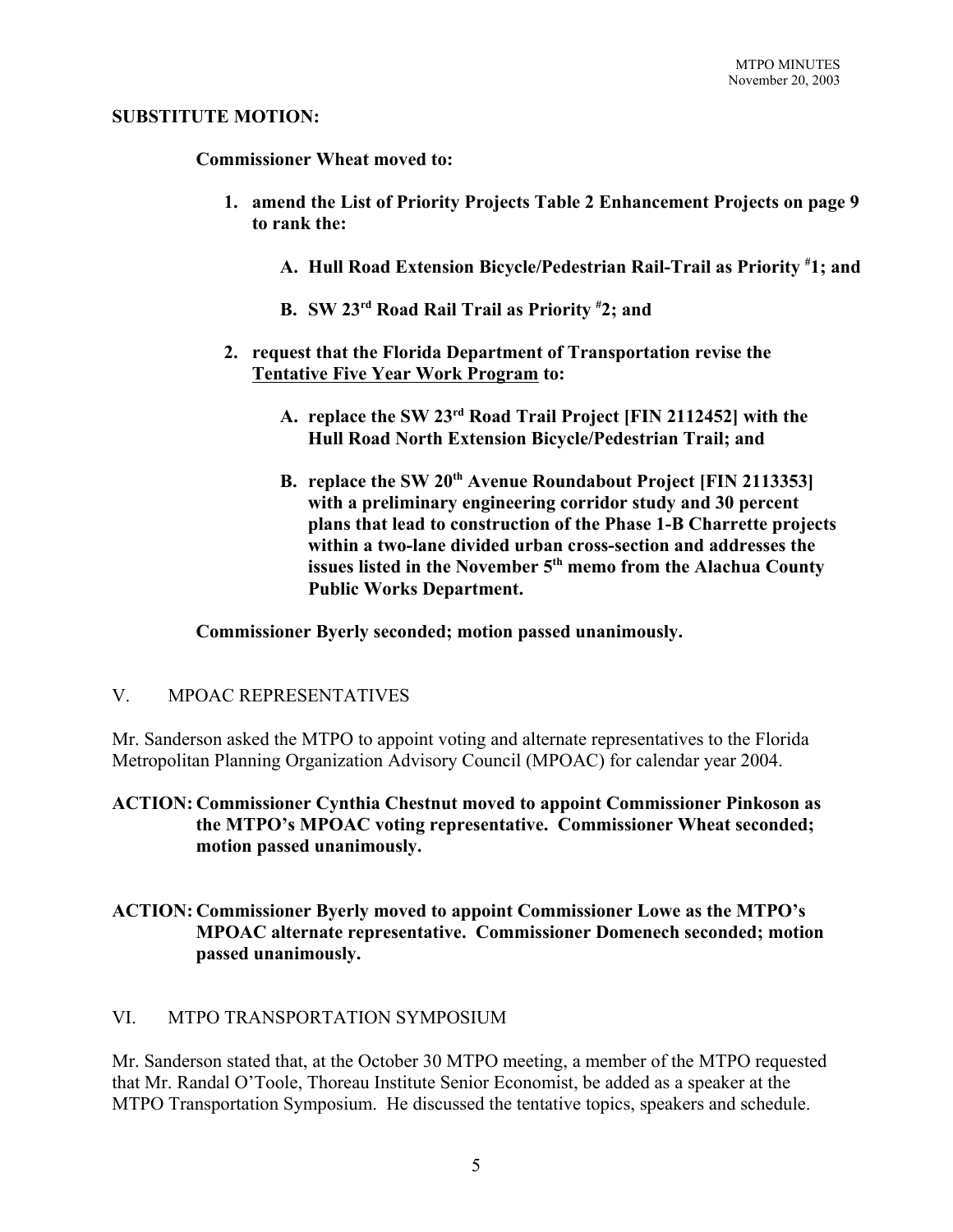**SUBSTITUTE MOTION:**

**Commissioner Wheat moved to:**

1. **amend the List of Priority Projects Table 2 Enhancement Projects on page 9 to rank the:**

    **A. Hull Road Extension Bicycle/Pedestrian Rail-Trail as Priority #1; and**

    **B. SW 23rd Road Rail Trail as Priority #2; and**

2. **request that the Florida Department of Transportation revise the <u>Tentative Five Year Work Program</u> to:**

    **A. replace the SW 23rd Road Trail Project [FIN 2112452] with the Hull Road North Extension Bicycle/Pedestrian Trail; and**

    **B. replace the SW 20th Avenue Roundabout Project [FIN 2113353] with a preliminary engineering corridor study and 30 percent plans that lead to construction of the Phase 1-B Charrette projects within a two-lane divided urban cross-section and addresses the issues listed in the November 5th memo from the Alachua County Public Works Department.**

**Commissioner Byerly seconded; motion passed unanimously.**

## V. MPOAC REPRESENTATIVES

Mr. Sanderson asked the MTPO to appoint voting and alternate representatives to the Florida Metropolitan Planning Organization Advisory Council (MPOAC) for calendar year 2004.

**ACTION: Commissioner Cynthia Chestnut moved to appoint Commissioner Pinkoson as the MTPO's MPOAC voting representative. Commissioner Wheat seconded; motion passed unanimously.**

**ACTION: Commissioner Byerly moved to appoint Commissioner Lowe as the MTPO's MPOAC alternate representative. Commissioner Domenech seconded; motion passed unanimously.**

## VI. MTPO TRANSPORTATION SYMPOSIUM

Mr. Sanderson stated that, at the October 30 MTPO meeting, a member of the MTPO requested that Mr. Randal O'Toole, Thoreau Institute Senior Economist, be added as a speaker at the MTPO Transportation Symposium. He discussed the tentative topics, speakers and schedule.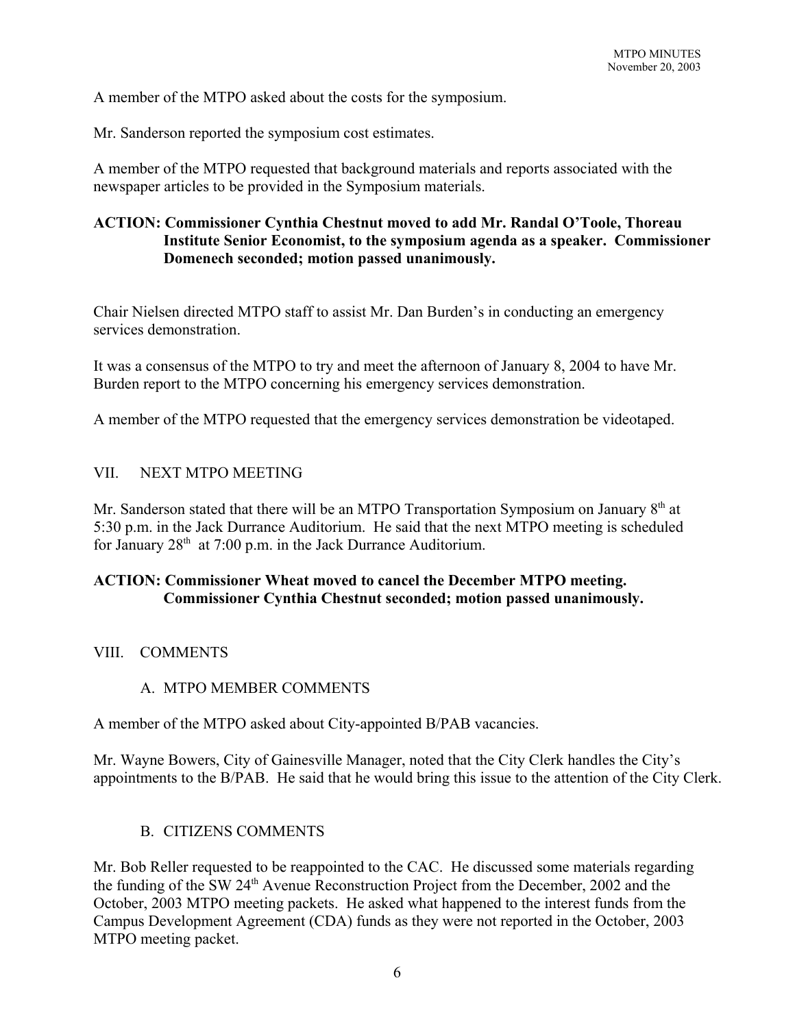A member of the MTPO asked about the costs for the symposium.

Mr. Sanderson reported the symposium cost estimates.

A member of the MTPO requested that background materials and reports associated with the newspaper articles to be provided in the Symposium materials.

**ACTION: Commissioner Cynthia Chestnut moved to add Mr. Randal O'Toole, Thoreau Institute Senior Economist, to the symposium agenda as a speaker. Commissioner Domenech seconded; motion passed unanimously.**

Chair Nielsen directed MTPO staff to assist Mr. Dan Burden's in conducting an emergency services demonstration.

It was a consensus of the MTPO to try and meet the afternoon of January 8, 2004 to have Mr. Burden report to the MTPO concerning his emergency services demonstration.

A member of the MTPO requested that the emergency services demonstration be videotaped.

## VII. NEXT MTPO MEETING

Mr. Sanderson stated that there will be an MTPO Transportation Symposium on January 8th at 5:30 p.m. in the Jack Durrance Auditorium. He said that the next MTPO meeting is scheduled for January 28th at 7:00 p.m. in the Jack Durrance Auditorium.

**ACTION: Commissioner Wheat moved to cancel the December MTPO meeting. Commissioner Cynthia Chestnut seconded; motion passed unanimously.**

## VIII. COMMENTS

### A. MTPO MEMBER COMMENTS

A member of the MTPO asked about City-appointed B/PAB vacancies.

Mr. Wayne Bowers, City of Gainesville Manager, noted that the City Clerk handles the City's appointments to the B/PAB. He said that he would bring this issue to the attention of the City Clerk.

### B. CITIZENS COMMENTS

Mr. Bob Reller requested to be reappointed to the CAC. He discussed some materials regarding the funding of the SW 24th Avenue Reconstruction Project from the December, 2002 and the October, 2003 MTPO meeting packets. He asked what happened to the interest funds from the Campus Development Agreement (CDA) funds as they were not reported in the October, 2003 MTPO meeting packet.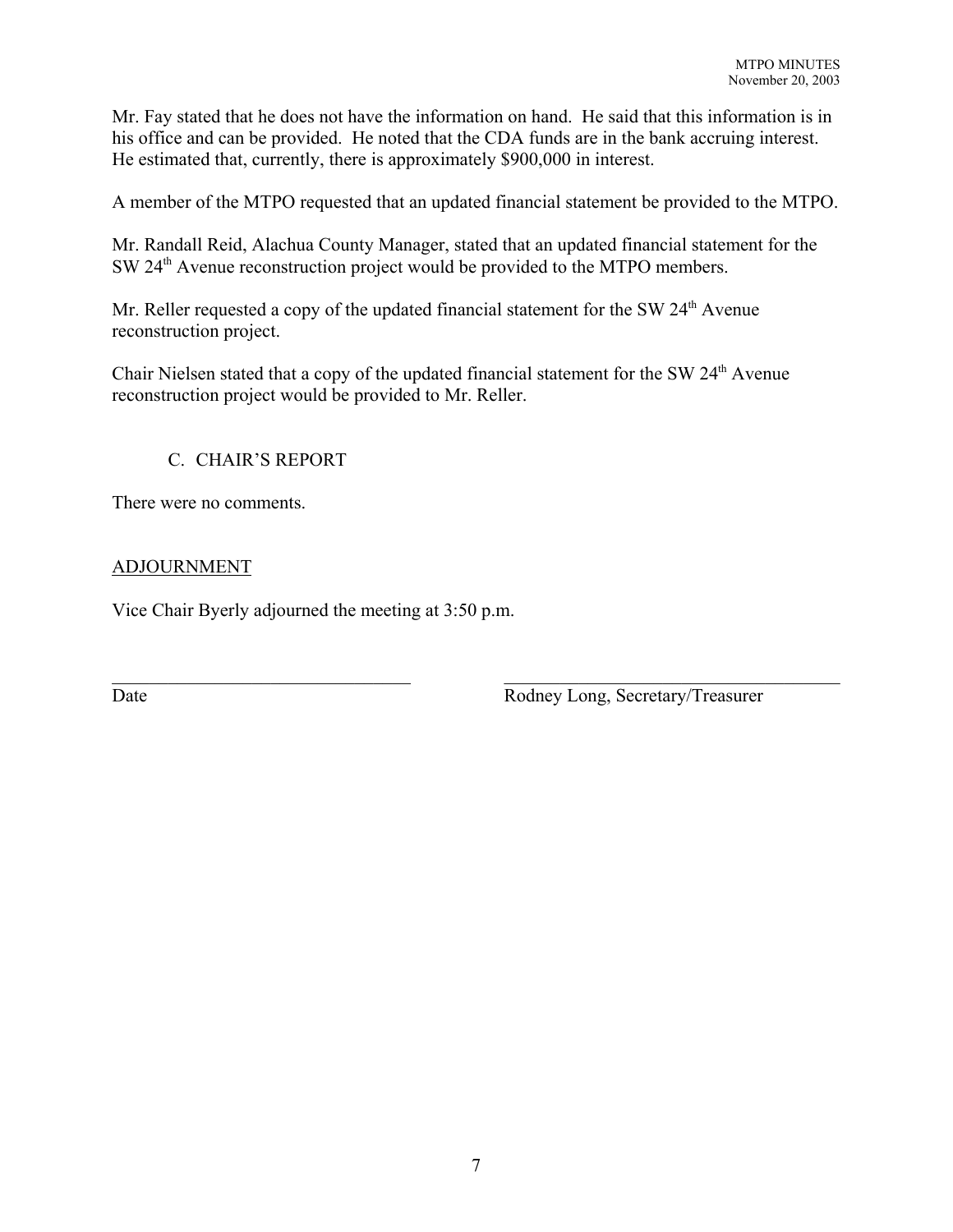Mr. Fay stated that he does not have the information on hand. He said that this information is in his office and can be provided. He noted that the CDA funds are in the bank accruing interest. He estimated that, currently, there is approximately $900,000 in interest.

A member of the MTPO requested that an updated financial statement be provided to the MTPO.

Mr. Randall Reid, Alachua County Manager, stated that an updated financial statement for the SW 24th Avenue reconstruction project would be provided to the MTPO members.

Mr. Reller requested a copy of the updated financial statement for the SW 24th Avenue reconstruction project.

Chair Nielsen stated that a copy of the updated financial statement for the SW 24th Avenue reconstruction project would be provided to Mr. Reller.

C. CHAIR'S REPORT

There were no comments.

ADJOURNMENT

Vice Chair Byerly adjourned the meeting at 3:50 p.m.

\_\_\_\_\_\_\_\_\_\_\_\_\_\_\_\_\_\_\_\_\_\_\_\_\_\_\_\_\_\_ \_\_\_\_\_\_\_\_\_\_\_\_\_\_\_\_\_\_\_\_\_\_\_\_\_\_\_\_\_\_

Date Rodney Long, Secretary/Treasurer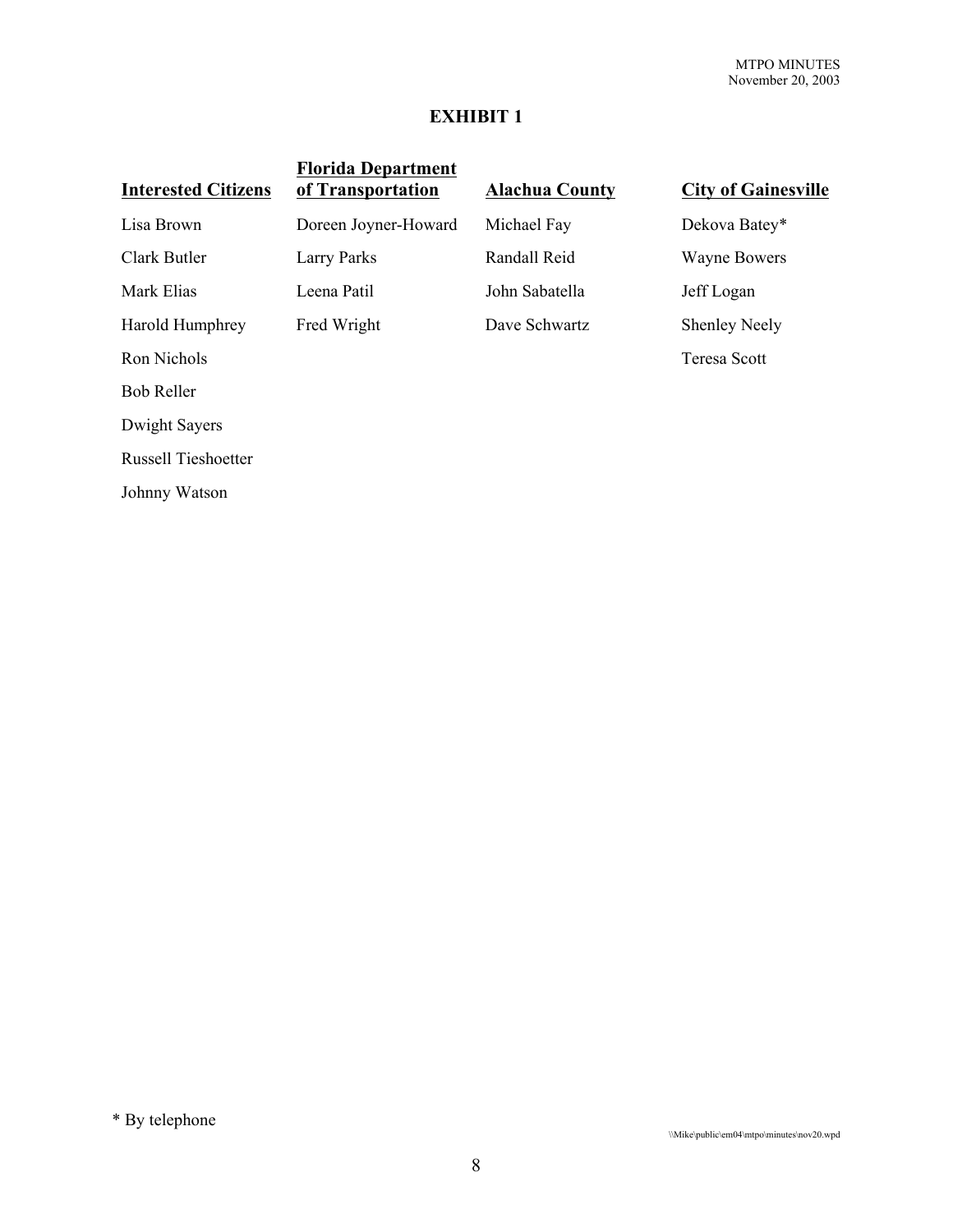# EXHIBIT 1

| Interested Citizens | Florida Department of Transportation | Alachua County | City of Gainesville |
|---|---|---|---|
| Lisa Brown | Doreen Joyner-Howard | Michael Fay | Dekova Batey* |
| Clark Butler | Larry Parks | Randall Reid | Wayne Bowers |
| Mark Elias | Leena Patil | John Sabatella | Jeff Logan |
| Harold Humphrey | Fred Wright | Dave Schwartz | Shenley Neely |
| Ron Nichols | | | Teresa Scott |
| Bob Reller | | | |
| Dwight Sayers | | | |
| Russell Tieshoetter | | | |
| Johnny Watson | | | |

* By telephone

\\Mike\public\em04\mtpo\minutes\nov20.wpd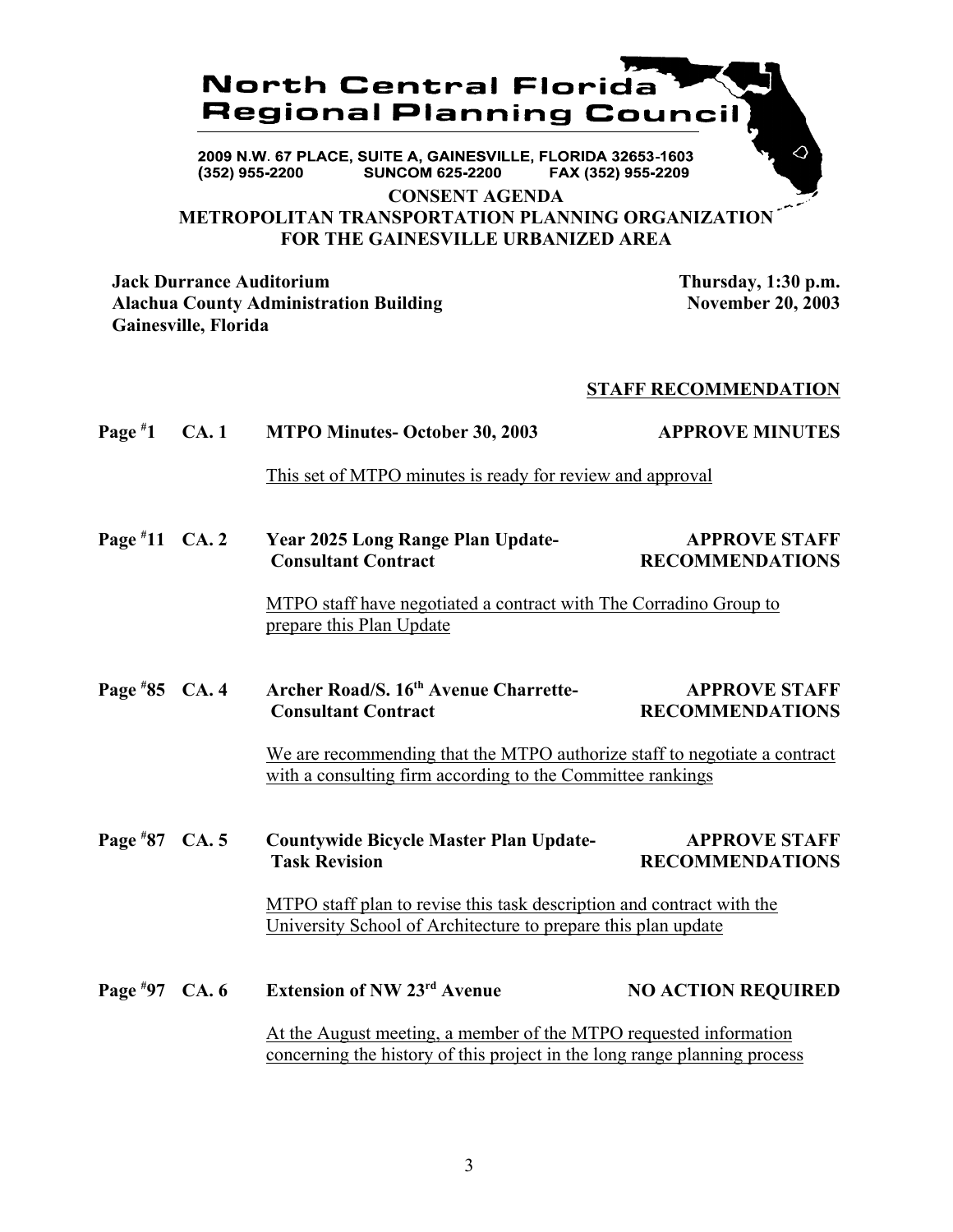# North Central Florida Regional Planning Council

2009 N.W. 67 PLACE, SUITE A, GAINESVILLE, FLORIDA 32653-1603
(352) 955-2200 SUNCOM 625-2200 FAX (352) 955-2209

## CONSENT AGENDA
## METROPOLITAN TRANSPORTATION PLANNING ORGANIZATION FOR THE GAINESVILLE URBANIZED AREA

**Jack Durrance Auditorium**
**Alachua County Administration Building**
**Gainesville, Florida**

**Thursday, 1:30 p.m.**
**November 20, 2003**

**STAFF RECOMMENDATION**

**Page #1 CA. 1 MTPO Minutes- October 30, 2003** — **APPROVE MINUTES**

This set of MTPO minutes is ready for review and approval

**Page #11 CA. 2 Year 2025 Long Range Plan Update- Consultant Contract** — **APPROVE STAFF RECOMMENDATIONS**

MTPO staff have negotiated a contract with The Corradino Group to prepare this Plan Update

**Page #85 CA. 4 Archer Road/S. 16th Avenue Charrette- Consultant Contract** — **APPROVE STAFF RECOMMENDATIONS**

We are recommending that the MTPO authorize staff to negotiate a contract with a consulting firm according to the Committee rankings

**Page #87 CA. 5 Countywide Bicycle Master Plan Update- Task Revision** — **APPROVE STAFF RECOMMENDATIONS**

MTPO staff plan to revise this task description and contract with the University School of Architecture to prepare this plan update

**Page #97 CA. 6 Extension of NW 23rd Avenue** — **NO ACTION REQUIRED**

At the August meeting, a member of the MTPO requested information concerning the history of this project in the long range planning process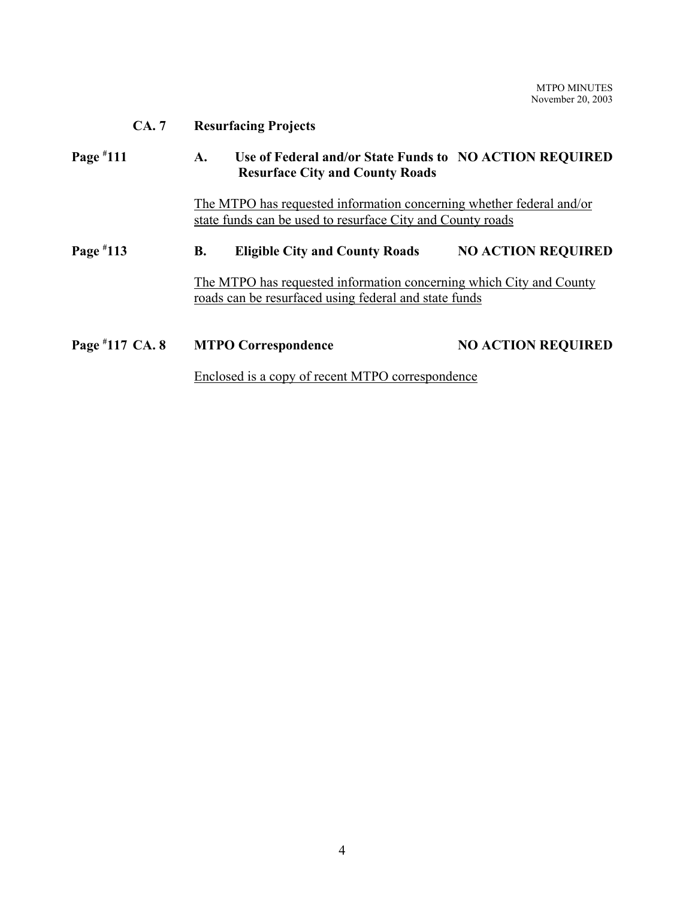**CA. 7 Resurfacing Projects**

**Page #111** **A. Use of Federal and/or State Funds to Resurface City and County Roads** **NO ACTION REQUIRED**

The MTPO has requested information concerning whether federal and/or state funds can be used to resurface City and County roads

**Page #113** **B. Eligible City and County Roads** **NO ACTION REQUIRED**

The MTPO has requested information concerning which City and County roads can be resurfaced using federal and state funds

**Page #117 CA. 8 MTPO Correspondence** **NO ACTION REQUIRED**

Enclosed is a copy of recent MTPO correspondence